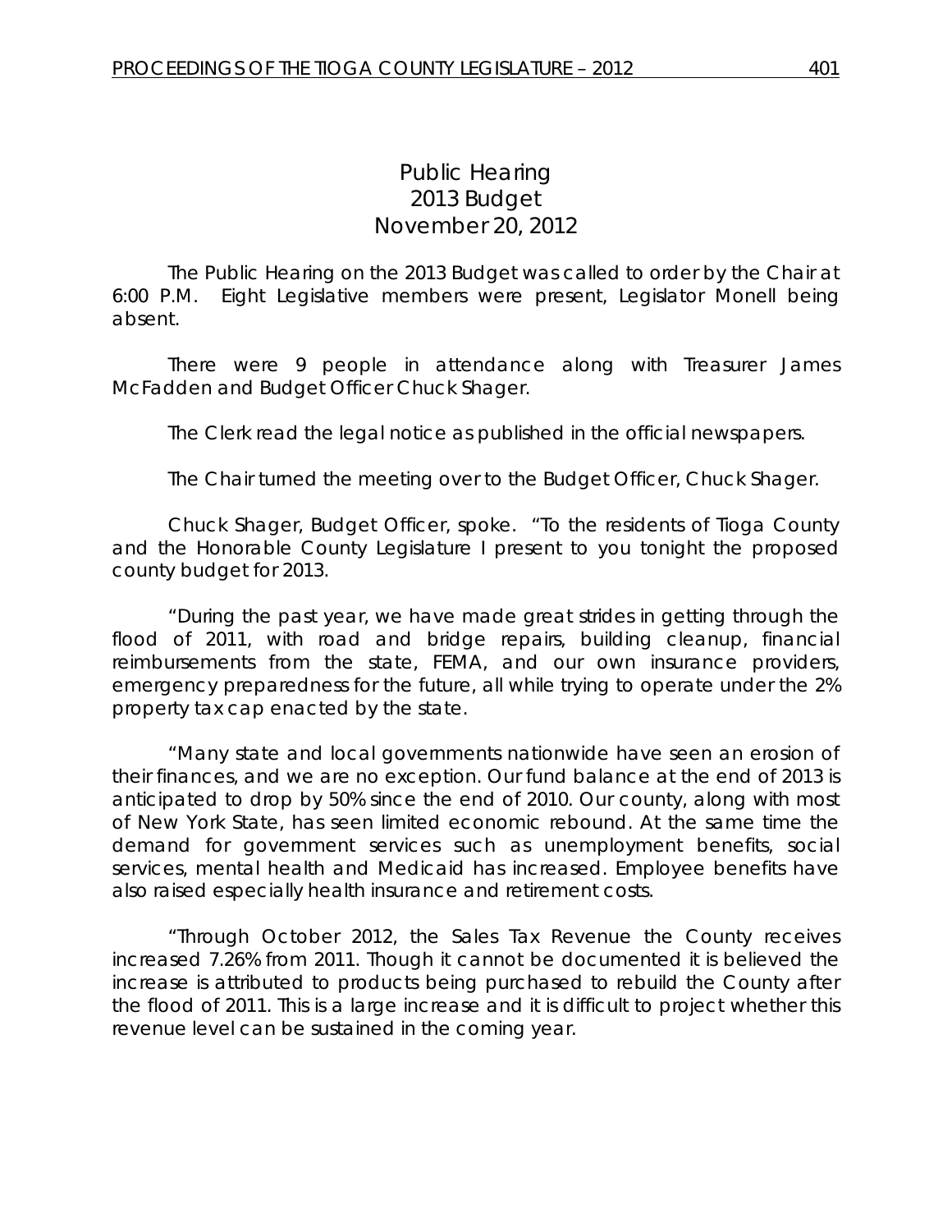# Public Hearing
## 2013 Budget
## November 20, 2012

The Public Hearing on the 2013 Budget was called to order by the Chair at 6:00 P.M. Eight Legislative members were present, Legislator Monell being absent.

There were 9 people in attendance along with Treasurer James McFadden and Budget Officer Chuck Shager.

The Clerk read the legal notice as published in the official newspapers.

The Chair turned the meeting over to the Budget Officer, Chuck Shager.

Chuck Shager, Budget Officer, spoke. "To the residents of Tioga County and the Honorable County Legislature I present to you tonight the proposed county budget for 2013.

"During the past year, we have made great strides in getting through the flood of 2011, with road and bridge repairs, building cleanup, financial reimbursements from the state, FEMA, and our own insurance providers, emergency preparedness for the future, all while trying to operate under the 2% property tax cap enacted by the state.

"Many state and local governments nationwide have seen an erosion of their finances, and we are no exception. Our fund balance at the end of 2013 is anticipated to drop by 50% since the end of 2010. Our county, along with most of New York State, has seen limited economic rebound. At the same time the demand for government services such as unemployment benefits, social services, mental health and Medicaid has increased. Employee benefits have also raised especially health insurance and retirement costs.

"Through October 2012, the Sales Tax Revenue the County receives increased 7.26% from 2011. Though it cannot be documented it is believed the increase is attributed to products being purchased to rebuild the County after the flood of 2011. This is a large increase and it is difficult to project whether this revenue level can be sustained in the coming year.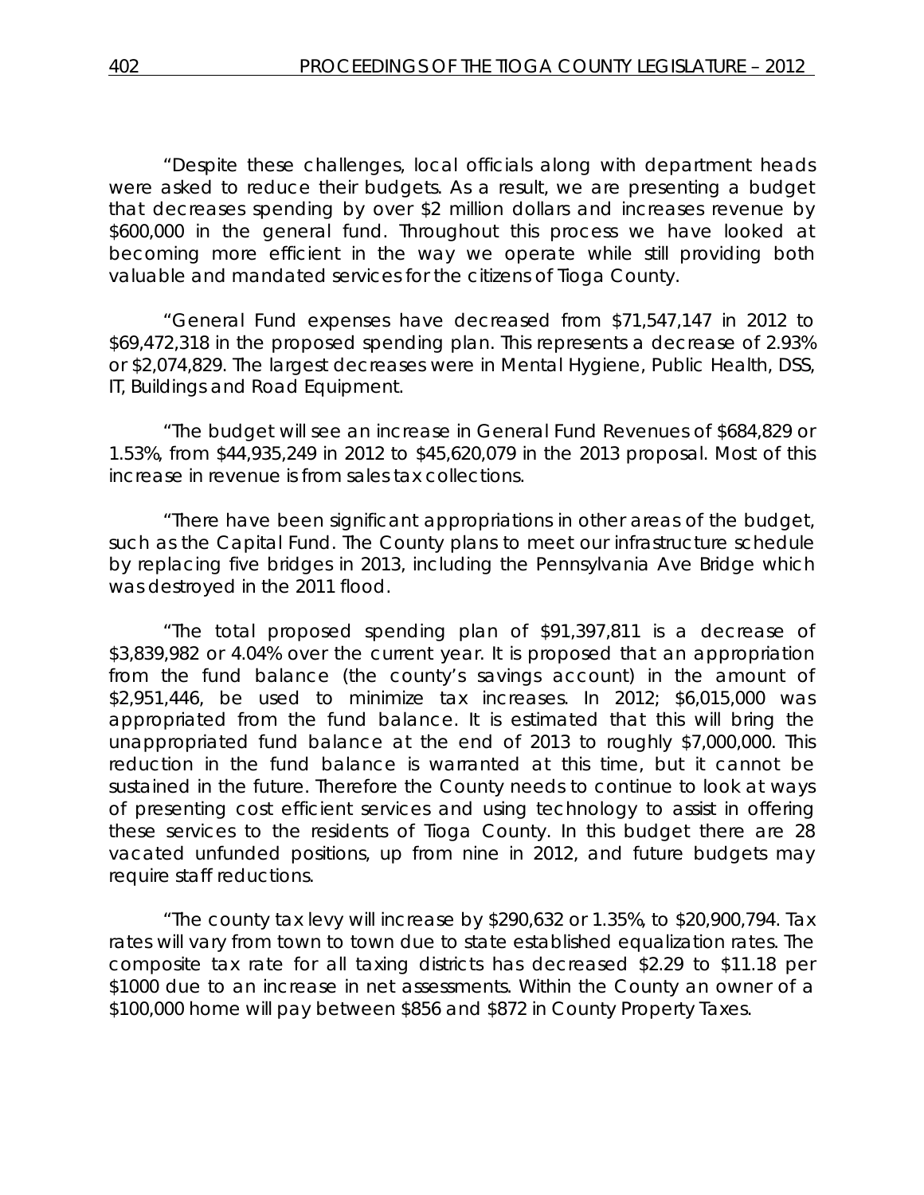"Despite these challenges, local officials along with department heads were asked to reduce their budgets. As a result, we are presenting a budget that decreases spending by over $2 million dollars and increases revenue by $600,000 in the general fund. Throughout this process we have looked at becoming more efficient in the way we operate while still providing both valuable and mandated services for the citizens of Tioga County.

"General Fund expenses have decreased from $71,547,147 in 2012 to $69,472,318 in the proposed spending plan. This represents a decrease of 2.93% or $2,074,829. The largest decreases were in Mental Hygiene, Public Health, DSS, IT, Buildings and Road Equipment.

"The budget will see an increase in General Fund Revenues of $684,829 or 1.53%, from $44,935,249 in 2012 to $45,620,079 in the 2013 proposal. Most of this increase in revenue is from sales tax collections.

"There have been significant appropriations in other areas of the budget, such as the Capital Fund. The County plans to meet our infrastructure schedule by replacing five bridges in 2013, including the Pennsylvania Ave Bridge which was destroyed in the 2011 flood.

"The total proposed spending plan of $91,397,811 is a decrease of $3,839,982 or 4.04% over the current year. It is proposed that an appropriation from the fund balance (the county's savings account) in the amount of $2,951,446, be used to minimize tax increases. In 2012; $6,015,000 was appropriated from the fund balance. It is estimated that this will bring the unappropriated fund balance at the end of 2013 to roughly $7,000,000. This reduction in the fund balance is warranted at this time, but it cannot be sustained in the future. Therefore the County needs to continue to look at ways of presenting cost efficient services and using technology to assist in offering these services to the residents of Tioga County. In this budget there are 28 vacated unfunded positions, up from nine in 2012, and future budgets may require staff reductions.

"The county tax levy will increase by $290,632 or 1.35%, to $20,900,794. Tax rates will vary from town to town due to state established equalization rates. The composite tax rate for all taxing districts has decreased $2.29 to $11.18 per $1000 due to an increase in net assessments. Within the County an owner of a $100,000 home will pay between $856 and $872 in County Property Taxes.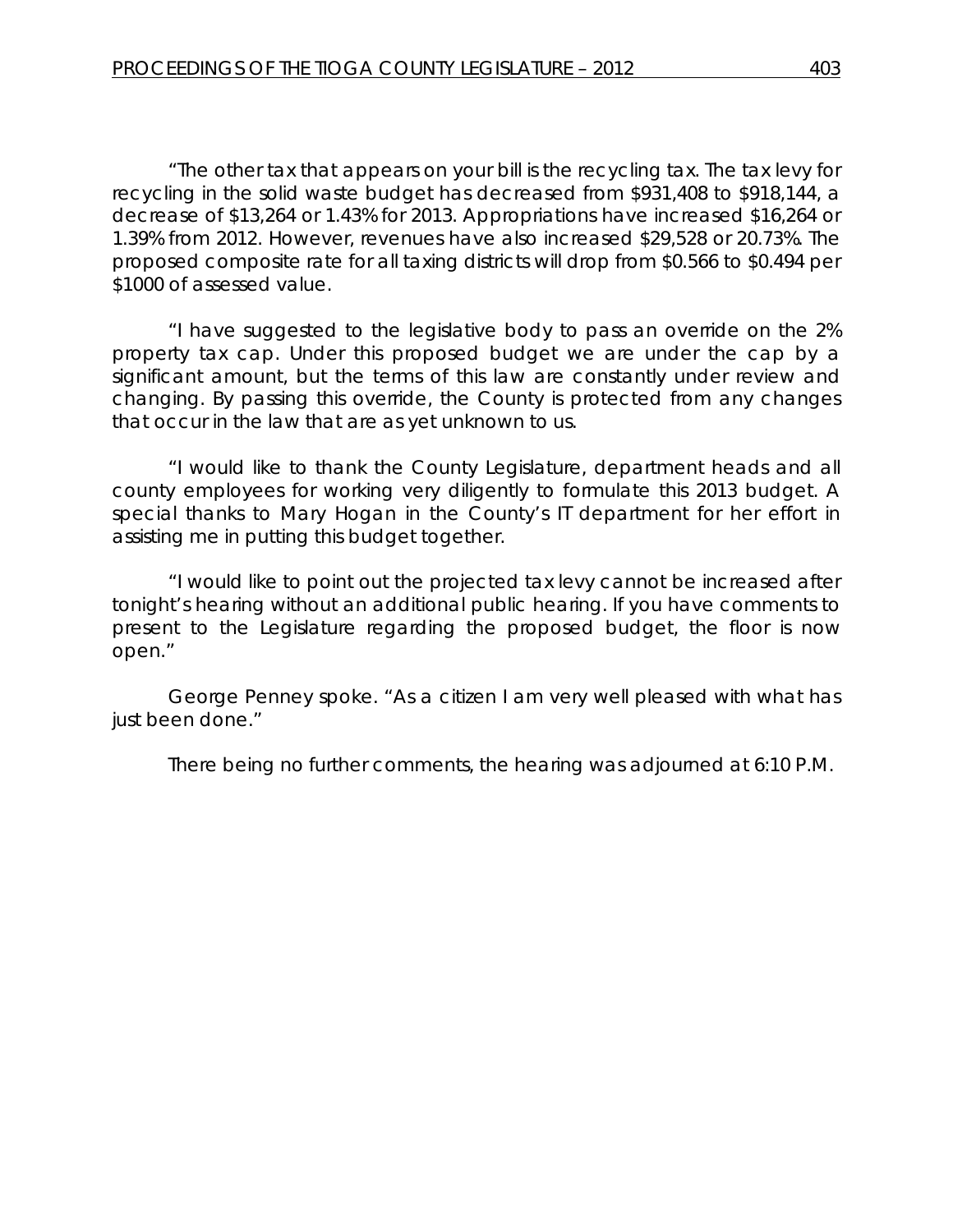"The other tax that appears on your bill is the recycling tax. The tax levy for recycling in the solid waste budget has decreased from $931,408 to $918,144, a decrease of $13,264 or 1.43% for 2013. Appropriations have increased $16,264 or 1.39% from 2012. However, revenues have also increased $29,528 or 20.73%. The proposed composite rate for all taxing districts will drop from $0.566 to $0.494 per $1000 of assessed value.

"I have suggested to the legislative body to pass an override on the 2% property tax cap. Under this proposed budget we are under the cap by a significant amount, but the terms of this law are constantly under review and changing. By passing this override, the County is protected from any changes that occur in the law that are as yet unknown to us.

"I would like to thank the County Legislature, department heads and all county employees for working very diligently to formulate this 2013 budget. A special thanks to Mary Hogan in the County's IT department for her effort in assisting me in putting this budget together.

"I would like to point out the projected tax levy cannot be increased after tonight's hearing without an additional public hearing. If you have comments to present to the Legislature regarding the proposed budget, the floor is now open."

George Penney spoke. "As a citizen I am very well pleased with what has just been done."

There being no further comments, the hearing was adjourned at 6:10 P.M.